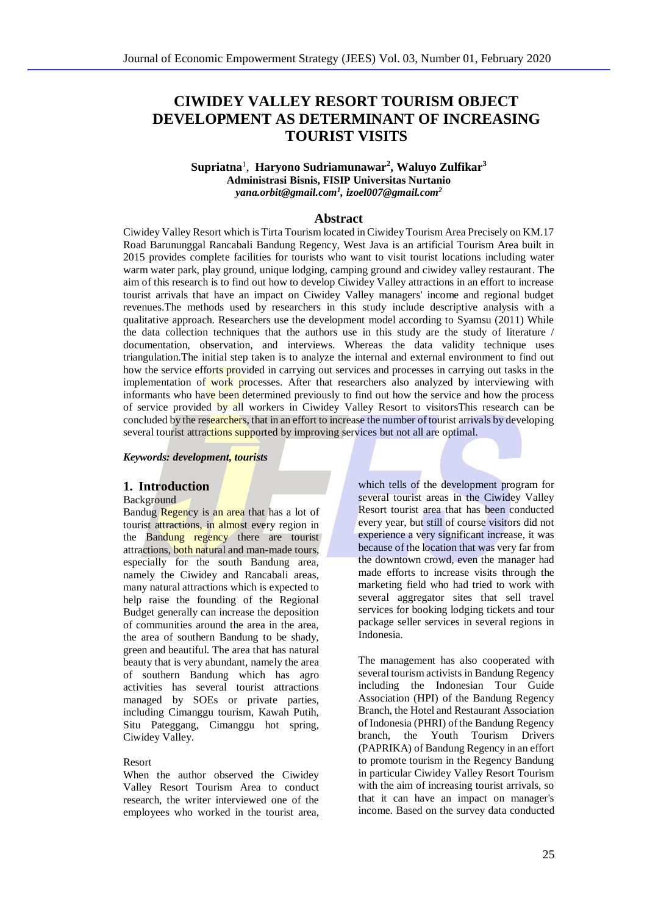# CIWIDEY VALLEY RESORT TOURISM OBJECT DEVELOPMENT AS DETERMINANT OF INCREASING TOURIST VISITS

**Supriatna**[1], **Haryono Sudriamunawar**[2], **Waluyo Zulfikar**[3]
**Administrasi Bisnis, FISIP Universitas Nurtanio**
***yana.orbit@gmail.com*[1], *izoel007@gmail.com*[2]**

## Abstract

Ciwidey Valley Resort which is Tirta Tourism located in Ciwidey Tourism Area Precisely on KM.17 Road Barununggal Rancabali Bandung Regency, West Java is an artificial Tourism Area built in 2015 provides complete facilities for tourists who want to visit tourist locations including water warm water park, play ground, unique lodging, camping ground and ciwidey valley restaurant. The aim of this research is to find out how to develop Ciwidey Valley attractions in an effort to increase tourist arrivals that have an impact on Ciwidey Valley managers' income and regional budget revenues.The methods used by researchers in this study include descriptive analysis with a qualitative approach. Researchers use the development model according to Syamsu (2011) While the data collection techniques that the authors use in this study are the study of literature / documentation, observation, and interviews. Whereas the data validity technique uses triangulation.The initial step taken is to analyze the internal and external environment to find out how the service efforts provided in carrying out services and processes in carrying out tasks in the implementation of work processes. After that researchers also analyzed by interviewing with informants who have been determined previously to find out how the service and how the process of service provided by all workers in Ciwidey Valley Resort to visitorsThis research can be concluded by the researchers, that in an effort to increase the number of tourist arrivals by developing several tourist attractions supported by improving services but not all are optimal.

***Keywords: development, tourists***

## 1. Introduction

Background

Bandung Regency is an area that has a lot of tourist attractions, in almost every region in the Bandung regency there are tourist attractions, both natural and man-made tours, especially for the south Bandung area, namely the Ciwidey and Rancabali areas, many natural attractions which is expected to help raise the founding of the Regional Budget generally can increase the deposition of communities around the area in the area, the area of southern Bandung to be shady, green and beautiful. The area that has natural beauty that is very abundant, namely the area of southern Bandung which has agro activities has several tourist attractions managed by SOEs or private parties, including Cimanggu tourism, Kawah Putih, Situ Pateggang, Cimanggu hot spring, Ciwidey Valley.

Resort

When the author observed the Ciwidey Valley Resort Tourism Area to conduct research, the writer interviewed one of the employees who worked in the tourist area, which tells of the development program for several tourist areas in the Ciwidey Valley Resort tourist area that has been conducted every year, but still of course visitors did not experience a very significant increase, it was because of the location that was very far from the downtown crowd, even the manager had made efforts to increase visits through the marketing field who had tried to work with several aggregator sites that sell travel services for booking lodging tickets and tour package seller services in several regions in Indonesia.

The management has also cooperated with several tourism activists in Bandung Regency including the Indonesian Tour Guide Association (HPI) of the Bandung Regency Branch, the Hotel and Restaurant Association of Indonesia (PHRI) of the Bandung Regency branch, the Youth Tourism Drivers (PAPRIKA) of Bandung Regency in an effort to promote tourism in the Regency Bandung in particular Ciwidey Valley Resort Tourism with the aim of increasing tourist arrivals, so that it can have an impact on manager's income. Based on the survey data conducted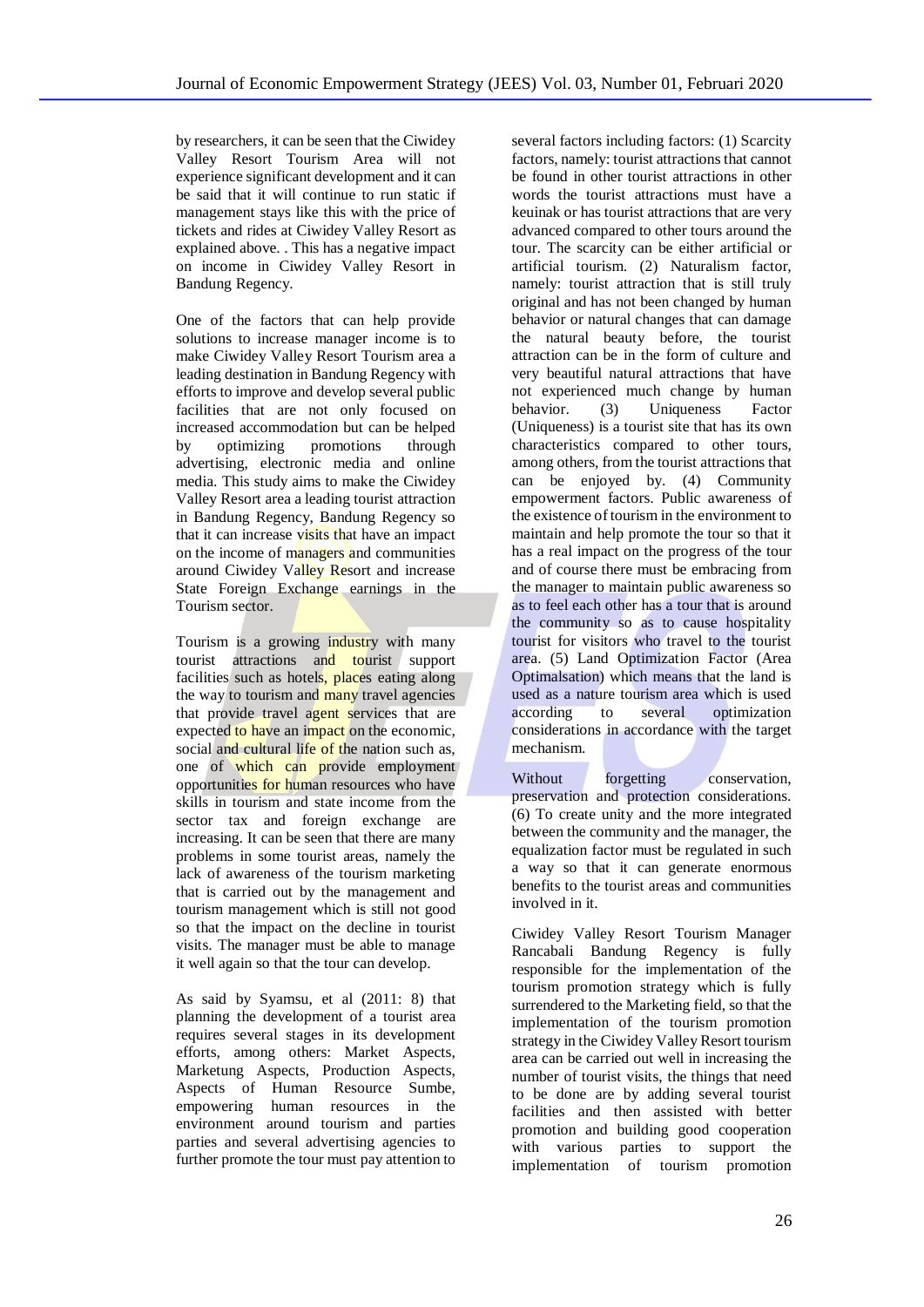by researchers, it can be seen that the Ciwidey Valley Resort Tourism Area will not experience significant development and it can be said that it will continue to run static if management stays like this with the price of tickets and rides at Ciwidey Valley Resort as explained above. . This has a negative impact on income in Ciwidey Valley Resort in Bandung Regency.

One of the factors that can help provide solutions to increase manager income is to make Ciwidey Valley Resort Tourism area a leading destination in Bandung Regency with efforts to improve and develop several public facilities that are not only focused on increased accommodation but can be helped by optimizing promotions through advertising, electronic media and online media. This study aims to make the Ciwidey Valley Resort area a leading tourist attraction in Bandung Regency, Bandung Regency so that it can increase visits that have an impact on the income of managers and communities around Ciwidey Valley Resort and increase State Foreign Exchange earnings in the Tourism sector.

Tourism is a growing industry with many tourist attractions and tourist support facilities such as hotels, places eating along the way to tourism and many travel agencies that provide travel agent services that are expected to have an impact on the economic, social and cultural life of the nation such as, one of which can provide employment opportunities for human resources who have skills in tourism and state income from the sector tax and foreign exchange are increasing. It can be seen that there are many problems in some tourist areas, namely the lack of awareness of the tourism marketing that is carried out by the management and tourism management which is still not good so that the impact on the decline in tourist visits. The manager must be able to manage it well again so that the tour can develop.

As said by Syamsu, et al (2011: 8) that planning the development of a tourist area requires several stages in its development efforts, among others: Market Aspects, Marketung Aspects, Production Aspects, Aspects of Human Resource Sumbe, empowering human resources in the environment around tourism and parties parties and several advertising agencies to further promote the tour must pay attention to several factors including factors: (1) Scarcity factors, namely: tourist attractions that cannot be found in other tourist attractions in other words the tourist attractions must have a keuinak or has tourist attractions that are very advanced compared to other tours around the tour. The scarcity can be either artificial or artificial tourism. (2) Naturalism factor, namely: tourist attraction that is still truly original and has not been changed by human behavior or natural changes that can damage the natural beauty before, the tourist attraction can be in the form of culture and very beautiful natural attractions that have not experienced much change by human behavior. (3) Uniqueness Factor (Uniqueness) is a tourist site that has its own characteristics compared to other tours, among others, from the tourist attractions that can be enjoyed by. (4) Community empowerment factors. Public awareness of the existence of tourism in the environment to maintain and help promote the tour so that it has a real impact on the progress of the tour and of course there must be embracing from the manager to maintain public awareness so as to feel each other has a tour that is around the community so as to cause hospitality tourist for visitors who travel to the tourist area. (5) Land Optimization Factor (Area Optimalsation) which means that the land is used as a nature tourism area which is used according to several optimization considerations in accordance with the target mechanism.

Without forgetting conservation, preservation and protection considerations. (6) To create unity and the more integrated between the community and the manager, the equalization factor must be regulated in such a way so that it can generate enormous benefits to the tourist areas and communities involved in it.

Ciwidey Valley Resort Tourism Manager Rancabali Bandung Regency is fully responsible for the implementation of the tourism promotion strategy which is fully surrendered to the Marketing field, so that the implementation of the tourism promotion strategy in the Ciwidey Valley Resort tourism area can be carried out well in increasing the number of tourist visits, the things that need to be done are by adding several tourist facilities and then assisted with better promotion and building good cooperation with various parties to support the implementation of tourism promotion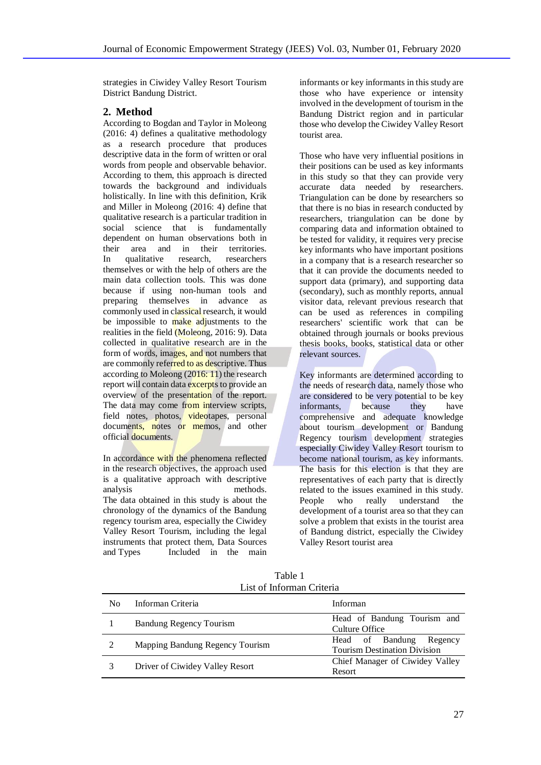strategies in Ciwidey Valley Resort Tourism District Bandung District.

## 2. Method

According to Bogdan and Taylor in Moleong (2016: 4) defines a qualitative methodology as a research procedure that produces descriptive data in the form of written or oral words from people and observable behavior. According to them, this approach is directed towards the background and individuals holistically. In line with this definition, Krik and Miller in Moleong (2016: 4) define that qualitative research is a particular tradition in social science that is fundamentally dependent on human observations both in their area and in their territories. In qualitative research, researchers themselves or with the help of others are the main data collection tools. This was done because if using non-human tools and preparing themselves in advance as commonly used in classical research, it would be impossible to make adjustments to the realities in the field (Moleong, 2016: 9). Data collected in qualitative research are in the form of words, images, and not numbers that are commonly referred to as descriptive. Thus according to Moleong (2016: 11) the research report will contain data excerpts to provide an overview of the presentation of the report. The data may come from interview scripts, field notes, photos, videotapes, personal documents, notes or memos, and other official documents.

In accordance with the phenomena reflected in the research objectives, the approach used is a qualitative approach with descriptive analysis methods. The data obtained in this study is about the chronology of the dynamics of the Bandung regency tourism area, especially the Ciwidey Valley Resort Tourism, including the legal instruments that protect them, Data Sources and Types Included in the main informants or key informants in this study are those who have experience or intensity involved in the development of tourism in the Bandung District region and in particular those who develop the Ciwidey Valley Resort tourist area.

Those who have very influential positions in their positions can be used as key informants in this study so that they can provide very accurate data needed by researchers. Triangulation can be done by researchers so that there is no bias in research conducted by researchers, triangulation can be done by comparing data and information obtained to be tested for validity, it requires very precise key informants who have important positions in a company that is a research researcher so that it can provide the documents needed to support data (primary), and supporting data (secondary), such as monthly reports, annual visitor data, relevant previous research that can be used as references in compiling researchers' scientific work that can be obtained through journals or books previous thesis books, books, statistical data or other relevant sources.

Key informants are determined according to the needs of research data, namely those who are considered to be very potential to be key informants, because they have comprehensive and adequate knowledge about tourism development or Bandung Regency tourism development strategies especially Ciwidey Valley Resort tourism to become national tourism, as key informants. The basis for this election is that they are representatives of each party that is directly related to the issues examined in this study. People who really understand the development of a tourist area so that they can solve a problem that exists in the tourist area of Bandung district, especially the Ciwidey Valley Resort tourist area

Table 1
List of Informan Criteria

| No | Informan Criteria | Informan |
|---|---|---|
| 1 | Bandung Regency Tourism | Head of Bandung Tourism and Culture Office |
| 2 | Mapping Bandung Regency Tourism | Head of Bandung Regency Tourism Destination Division |
| 3 | Driver of Ciwidey Valley Resort | Chief Manager of Ciwidey Valley Resort |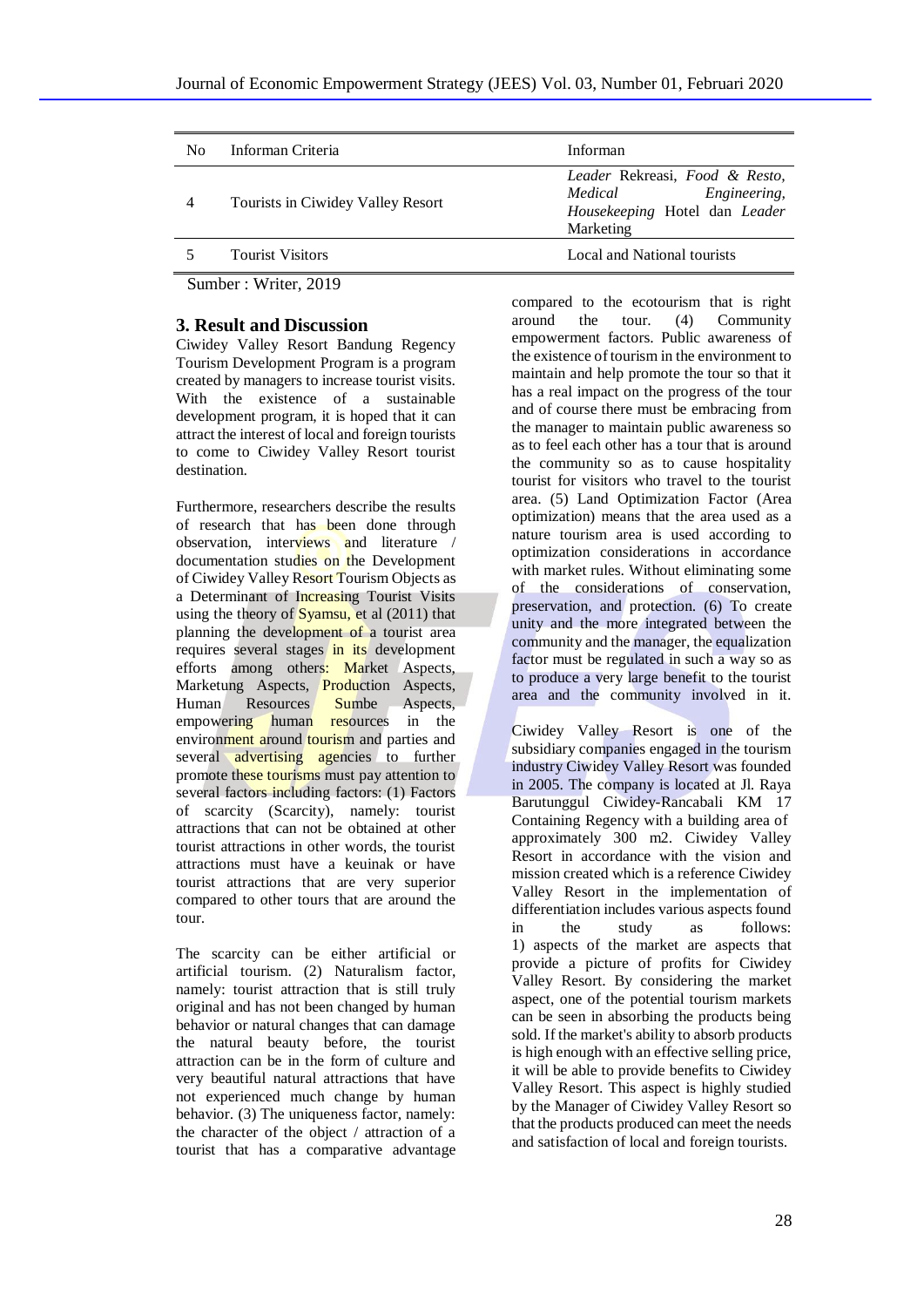| No | Informan Criteria | Informan |
|---|---|---|
| 4 | Tourists in Ciwidey Valley Resort | *Leader* Rekreasi, *Food & Resto, Medical Engineering, Housekeeping* Hotel dan *Leader* Marketing |
| 5 | Tourist Visitors | Local and National tourists |

Sumber : Writer, 2019

## 3. Result and Discussion

Ciwidey Valley Resort Bandung Regency Tourism Development Program is a program created by managers to increase tourist visits. With the existence of a sustainable development program, it is hoped that it can attract the interest of local and foreign tourists to come to Ciwidey Valley Resort tourist destination.

Furthermore, researchers describe the results of research that has been done through observation, interviews and literature / documentation studies on the Development of Ciwidey Valley Resort Tourism Objects as a Determinant of Increasing Tourist Visits using the theory of Syamsu, et al (2011) that planning the development of a tourist area requires several stages in its development efforts among others: Market Aspects, Marketung Aspects, Production Aspects, Human Resources Sumbe Aspects, empowering human resources in the environment around tourism and parties and several advertising agencies to further promote these tourisms must pay attention to several factors including factors: (1) Factors of scarcity (Scarcity), namely: tourist attractions that can not be obtained at other tourist attractions in other words, the tourist attractions must have a keuinak or have tourist attractions that are very superior compared to other tours that are around the tour.

The scarcity can be either artificial or artificial tourism. (2) Naturalism factor, namely: tourist attraction that is still truly original and has not been changed by human behavior or natural changes that can damage the natural beauty before, the tourist attraction can be in the form of culture and very beautiful natural attractions that have not experienced much change by human behavior. (3) The uniqueness factor, namely: the character of the object / attraction of a tourist that has a comparative advantage compared to the ecotourism that is right around the tour. (4) Community empowerment factors. Public awareness of the existence of tourism in the environment to maintain and help promote the tour so that it has a real impact on the progress of the tour and of course there must be embracing from the manager to maintain public awareness so as to feel each other has a tour that is around the community so as to cause hospitality tourist for visitors who travel to the tourist area. (5) Land Optimization Factor (Area optimization) means that the area used as a nature tourism area is used according to optimization considerations in accordance with market rules. Without eliminating some of the considerations of conservation, preservation, and protection. (6) To create unity and the more integrated between the community and the manager, the equalization factor must be regulated in such a way so as to produce a very large benefit to the tourist area and the community involved in it.

Ciwidey Valley Resort is one of the subsidiary companies engaged in the tourism industry Ciwidey Valley Resort was founded in 2005. The company is located at Jl. Raya Barutunggul Ciwidey-Rancabali KM 17 Containing Regency with a building area of approximately 300 m2. Ciwidey Valley Resort in accordance with the vision and mission created which is a reference Ciwidey Valley Resort in the implementation of differentiation includes various aspects found in the study as follows: 1) aspects of the market are aspects that provide a picture of profits for Ciwidey Valley Resort. By considering the market aspect, one of the potential tourism markets can be seen in absorbing the products being sold. If the market's ability to absorb products is high enough with an effective selling price, it will be able to provide benefits to Ciwidey Valley Resort. This aspect is highly studied by the Manager of Ciwidey Valley Resort so that the products produced can meet the needs and satisfaction of local and foreign tourists.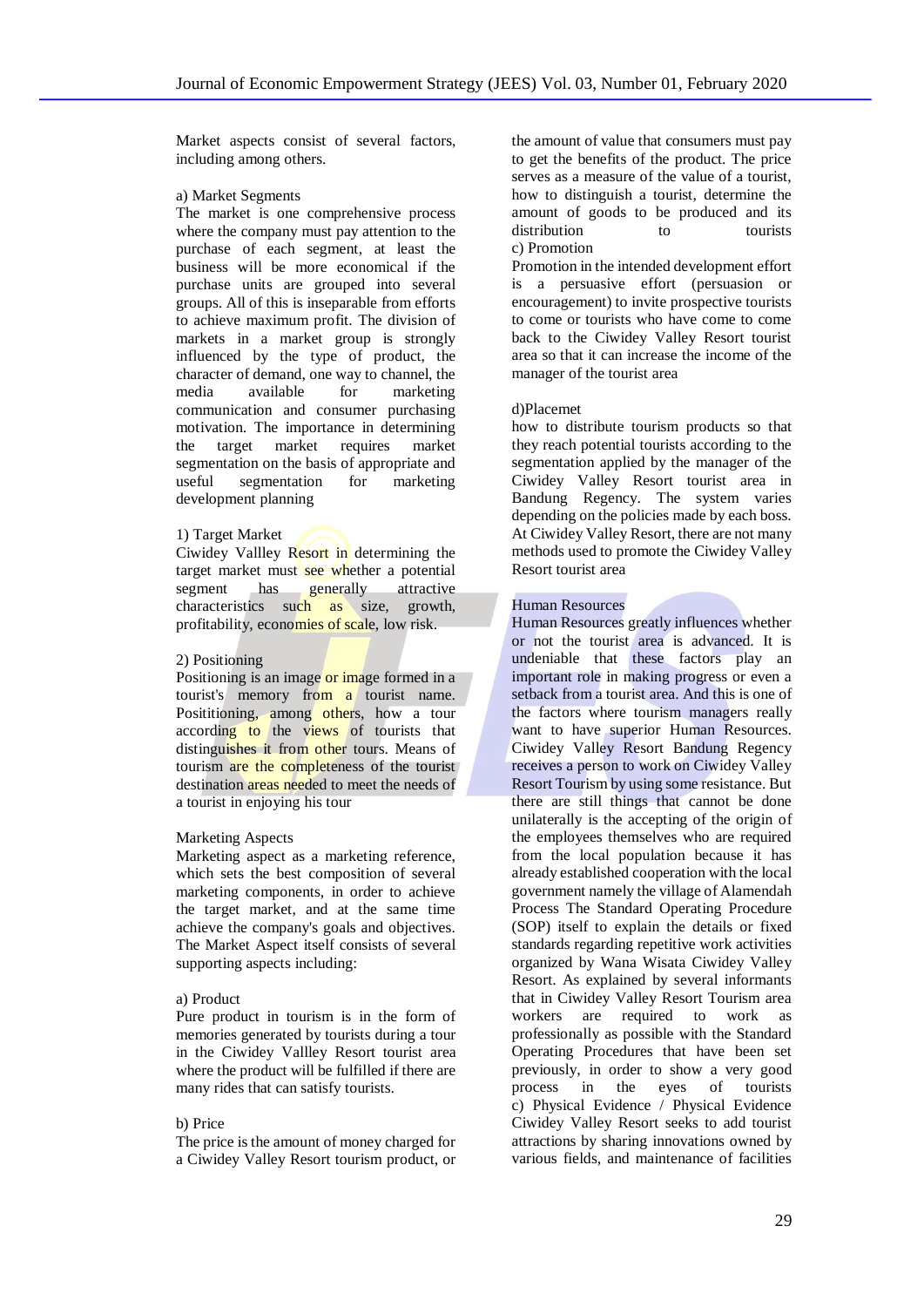Market aspects consist of several factors, including among others.

a) Market Segments
The market is one comprehensive process where the company must pay attention to the purchase of each segment, at least the business will be more economical if the purchase units are grouped into several groups. All of this is inseparable from efforts to achieve maximum profit. The division of markets in a market group is strongly influenced by the type of product, the character of demand, one way to channel, the media available for marketing communication and consumer purchasing motivation. The importance in determining the target market requires market segmentation on the basis of appropriate and useful segmentation for marketing development planning

1) Target Market
Ciwidey Vallley Resort in determining the target market must see whether a potential segment has generally attractive characteristics such as size, growth, profitability, economies of scale, low risk.

2) Positioning
Positioning is an image or image formed in a tourist's memory from a tourist name. Posititioning, among others, how a tour according to the views of tourists that distinguishes it from other tours. Means of tourism are the completeness of the tourist destination areas needed to meet the needs of a tourist in enjoying his tour

Marketing Aspects
Marketing aspect as a marketing reference, which sets the best composition of several marketing components, in order to achieve the target market, and at the same time achieve the company's goals and objectives. The Market Aspect itself consists of several supporting aspects including:

a) Product
Pure product in tourism is in the form of memories generated by tourists during a tour in the Ciwidey Vallley Resort tourist area where the product will be fulfilled if there are many rides that can satisfy tourists.

b) Price
The price is the amount of money charged for a Ciwidey Valley Resort tourism product, or the amount of value that consumers must pay to get the benefits of the product. The price serves as a measure of the value of a tourist, how to distinguish a tourist, determine the amount of goods to be produced and its distribution to tourists

c) Promotion
Promotion in the intended development effort is a persuasive effort (persuasion or encouragement) to invite prospective tourists to come or tourists who have come to come back to the Ciwidey Valley Resort tourist area so that it can increase the income of the manager of the tourist area

d)Placemet
how to distribute tourism products so that they reach potential tourists according to the segmentation applied by the manager of the Ciwidey Valley Resort tourist area in Bandung Regency. The system varies depending on the policies made by each boss. At Ciwidey Valley Resort, there are not many methods used to promote the Ciwidey Valley Resort tourist area

Human Resources
Human Resources greatly influences whether or not the tourist area is advanced. It is undeniable that these factors play an important role in making progress or even a setback from a tourist area. And this is one of the factors where tourism managers really want to have superior Human Resources. Ciwidey Valley Resort Bandung Regency receives a person to work on Ciwidey Valley Resort Tourism by using some resistance. But there are still things that cannot be done unilaterally is the accepting of the origin of the employees themselves who are required from the local population because it has already established cooperation with the local government namely the village of Alamendah Process The Standard Operating Procedure (SOP) itself to explain the details or fixed standards regarding repetitive work activities organized by Wana Wisata Ciwidey Valley Resort. As explained by several informants that in Ciwidey Valley Resort Tourism area workers are required to work as professionally as possible with the Standard Operating Procedures that have been set previously, in order to show a very good process in the eyes of tourists

c) Physical Evidence / Physical Evidence
Ciwidey Valley Resort seeks to add tourist attractions by sharing innovations owned by various fields, and maintenance of facilities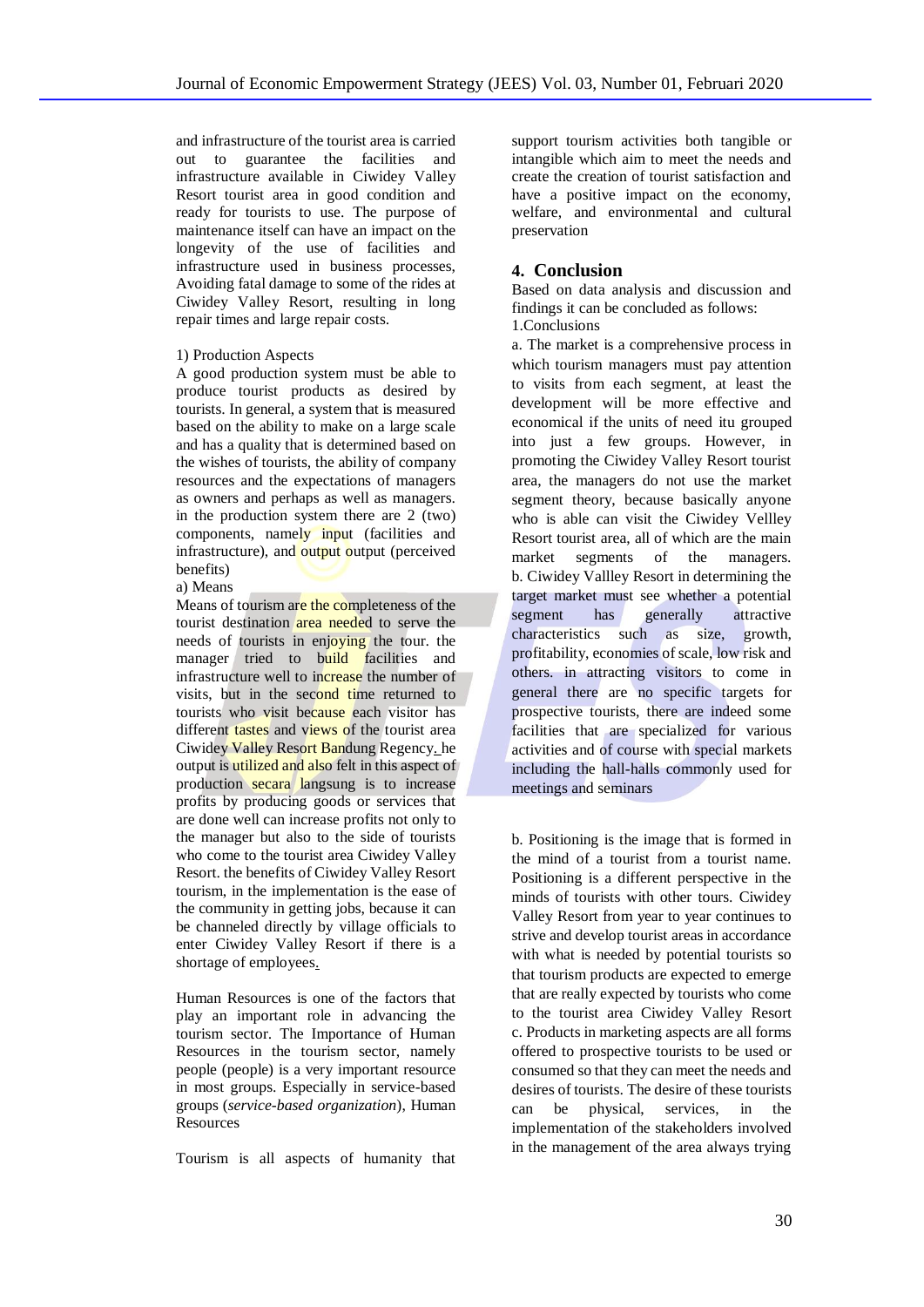and infrastructure of the tourist area is carried out to guarantee the facilities and infrastructure available in Ciwidey Valley Resort tourist area in good condition and ready for tourists to use. The purpose of maintenance itself can have an impact on the longevity of the use of facilities and infrastructure used in business processes, Avoiding fatal damage to some of the rides at Ciwidey Valley Resort, resulting in long repair times and large repair costs.

1) Production Aspects

A good production system must be able to produce tourist products as desired by tourists. In general, a system that is measured based on the ability to make on a large scale and has a quality that is determined based on the wishes of tourists, the ability of company resources and the expectations of managers as owners and perhaps as well as managers. in the production system there are 2 (two) components, namely input (facilities and infrastructure), and output output (perceived benefits)

a) Means

Means of tourism are the completeness of the tourist destination area needed to serve the needs of tourists in enjoying the tour. the manager tried to build facilities and infrastructure well to increase the number of visits, but in the second time returned to tourists who visit because each visitor has different tastes and views of the tourist area Ciwidey Valley Resort Bandung Regency. he output is utilized and also felt in this aspect of production secara langsung is to increase profits by producing goods or services that are done well can increase profits not only to the manager but also to the side of tourists who come to the tourist area Ciwidey Valley Resort. the benefits of Ciwidey Valley Resort tourism, in the implementation is the ease of the community in getting jobs, because it can be channeled directly by village officials to enter Ciwidey Valley Resort if there is a shortage of employees.

Human Resources is one of the factors that play an important role in advancing the tourism sector. The Importance of Human Resources in the tourism sector, namely people (people) is a very important resource in most groups. Especially in service-based groups (*service-based organization*), Human Resources

Tourism is all aspects of humanity that support tourism activities both tangible or intangible which aim to meet the needs and create the creation of tourist satisfaction and have a positive impact on the economy, welfare, and environmental and cultural preservation

## 4. Conclusion

Based on data analysis and discussion and findings it can be concluded as follows:

1.Conclusions

a. The market is a comprehensive process in which tourism managers must pay attention to visits from each segment, at least the development will be more effective and economical if the units of need itu grouped into just a few groups. However, in promoting the Ciwidey Valley Resort tourist area, the managers do not use the market segment theory, because basically anyone who is able can visit the Ciwidey Vellley Resort tourist area, all of which are the main market segments of the managers.

b. Ciwidey Vallley Resort in determining the target market must see whether a potential segment has generally attractive characteristics such as size, growth, profitability, economies of scale, low risk and others. in attracting visitors to come in general there are no specific targets for prospective tourists, there are indeed some facilities that are specialized for various activities and of course with special markets including the hall-halls commonly used for meetings and seminars

b. Positioning is the image that is formed in the mind of a tourist from a tourist name. Positioning is a different perspective in the minds of tourists with other tours. Ciwidey Valley Resort from year to year continues to strive and develop tourist areas in accordance with what is needed by potential tourists so that tourism products are expected to emerge that are really expected by tourists who come to the tourist area Ciwidey Valley Resort

c. Products in marketing aspects are all forms offered to prospective tourists to be used or consumed so that they can meet the needs and desires of tourists. The desire of these tourists can be physical, services, in the implementation of the stakeholders involved in the management of the area always trying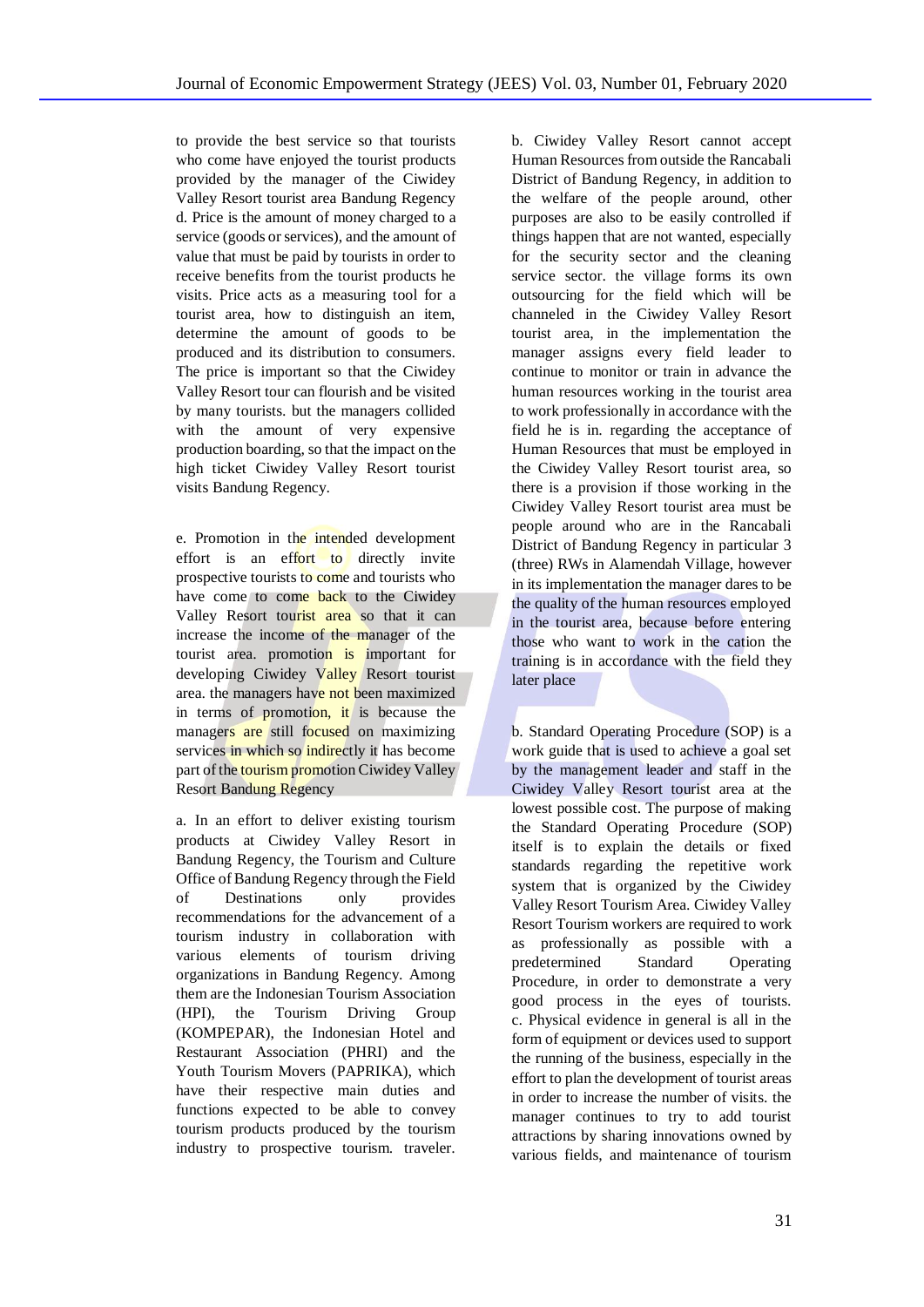to provide the best service so that tourists who come have enjoyed the tourist products provided by the manager of the Ciwidey Valley Resort tourist area Bandung Regency
d. Price is the amount of money charged to a service (goods or services), and the amount of value that must be paid by tourists in order to receive benefits from the tourist products he visits. Price acts as a measuring tool for a tourist area, how to distinguish an item, determine the amount of goods to be produced and its distribution to consumers. The price is important so that the Ciwidey Valley Resort tour can flourish and be visited by many tourists. but the managers collided with the amount of very expensive production boarding, so that the impact on the high ticket Ciwidey Valley Resort tourist visits Bandung Regency.

e. Promotion in the intended development effort is an effort to directly invite prospective tourists to come and tourists who have come to come back to the Ciwidey Valley Resort tourist area so that it can increase the income of the manager of the tourist area. promotion is important for developing Ciwidey Valley Resort tourist area. the managers have not been maximized in terms of promotion, it is because the managers are still focused on maximizing services in which so indirectly it has become part of the tourism promotion Ciwidey Valley Resort Bandung Regency

a. In an effort to deliver existing tourism products at Ciwidey Valley Resort in Bandung Regency, the Tourism and Culture Office of Bandung Regency through the Field of Destinations only provides recommendations for the advancement of a tourism industry in collaboration with various elements of tourism driving organizations in Bandung Regency. Among them are the Indonesian Tourism Association (HPI), the Tourism Driving Group (KOMPEPAR), the Indonesian Hotel and Restaurant Association (PHRI) and the Youth Tourism Movers (PAPRIKA), which have their respective main duties and functions expected to be able to convey tourism products produced by the tourism industry to prospective tourism. traveler.

b. Ciwidey Valley Resort cannot accept Human Resources from outside the Rancabali District of Bandung Regency, in addition to the welfare of the people around, other purposes are also to be easily controlled if things happen that are not wanted, especially for the security sector and the cleaning service sector. the village forms its own outsourcing for the field which will be channeled in the Ciwidey Valley Resort tourist area, in the implementation the manager assigns every field leader to continue to monitor or train in advance the human resources working in the tourist area to work professionally in accordance with the field he is in. regarding the acceptance of Human Resources that must be employed in the Ciwidey Valley Resort tourist area, so there is a provision if those working in the Ciwidey Valley Resort tourist area must be people around who are in the Rancabali District of Bandung Regency in particular 3 (three) RWs in Alamendah Village, however in its implementation the manager dares to be the quality of the human resources employed in the tourist area, because before entering those who want to work in the cation the training is in accordance with the field they later place

b. Standard Operating Procedure (SOP) is a work guide that is used to achieve a goal set by the management leader and staff in the Ciwidey Valley Resort tourist area at the lowest possible cost. The purpose of making the Standard Operating Procedure (SOP) itself is to explain the details or fixed standards regarding the repetitive work system that is organized by the Ciwidey Valley Resort Tourism Area. Ciwidey Valley Resort Tourism workers are required to work as professionally as possible with a predetermined Standard Operating Procedure, in order to demonstrate a very good process in the eyes of tourists.
c. Physical evidence in general is all in the form of equipment or devices used to support the running of the business, especially in the effort to plan the development of tourist areas in order to increase the number of visits. the manager continues to try to add tourist attractions by sharing innovations owned by various fields, and maintenance of tourism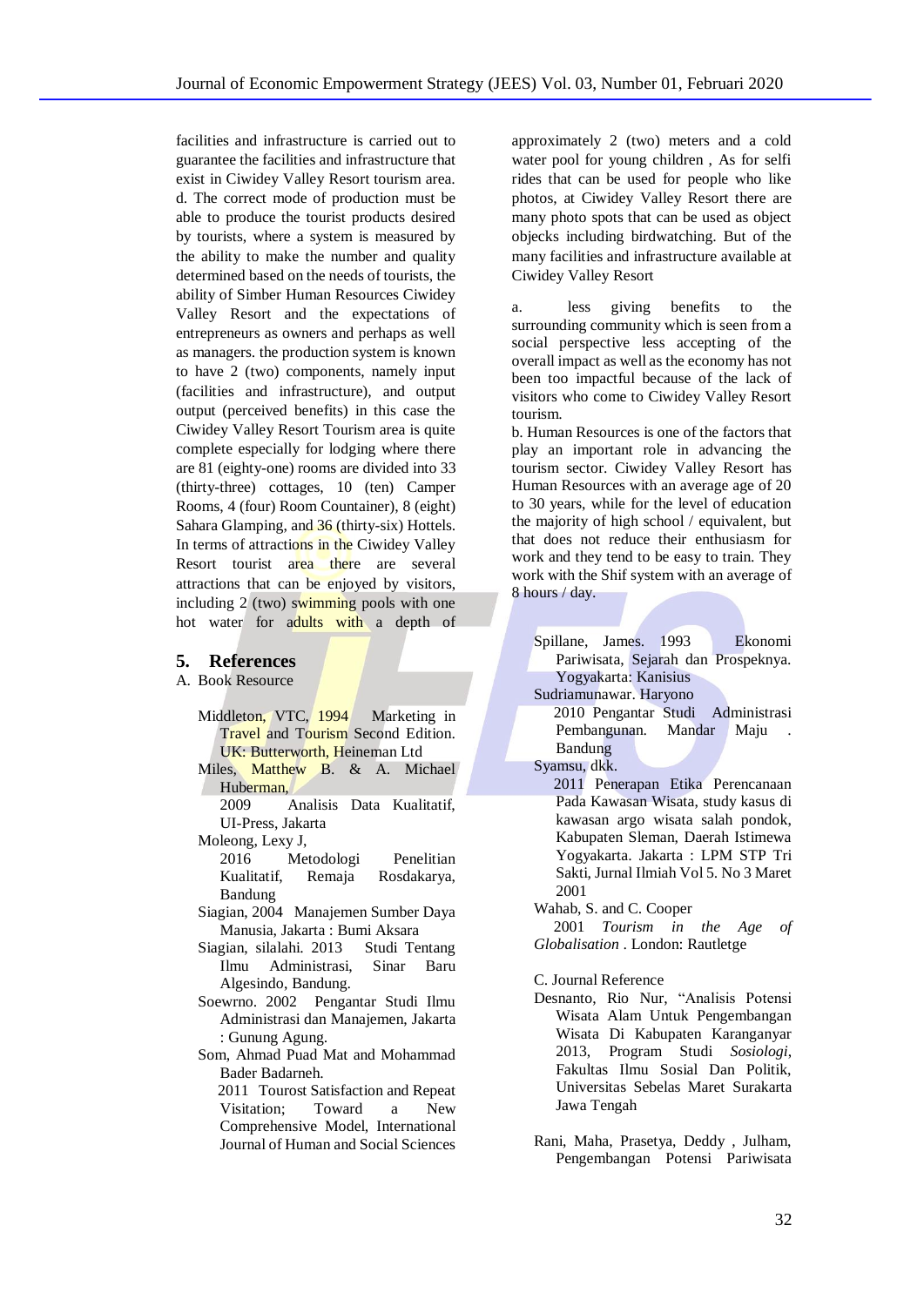facilities and infrastructure is carried out to guarantee the facilities and infrastructure that exist in Ciwidey Valley Resort tourism area.
d. The correct mode of production must be able to produce the tourist products desired by tourists, where a system is measured by the ability to make the number and quality determined based on the needs of tourists, the ability of Simber Human Resources Ciwidey Valley Resort and the expectations of entrepreneurs as owners and perhaps as well as managers. the production system is known to have 2 (two) components, namely input (facilities and infrastructure), and output output (perceived benefits) in this case the Ciwidey Valley Resort Tourism area is quite complete especially for lodging where there are 81 (eighty-one) rooms are divided into 33 (thirty-three) cottages, 10 (ten) Camper Rooms, 4 (four) Room Countainer), 8 (eight) Sahara Glamping, and 36 (thirty-six) Hottels. In terms of attractions in the Ciwidey Valley Resort tourist area there are several attractions that can be enjoyed by visitors, including 2 (two) swimming pools with one hot water for adults with a depth of approximately 2 (two) meters and a cold water pool for young children , As for selfi rides that can be used for people who like photos, at Ciwidey Valley Resort there are many photo spots that can be used as object objecks including birdwatching. But of the many facilities and infrastructure available at Ciwidey Valley Resort

a. less giving benefits to the surrounding community which is seen from a social perspective less accepting of the overall impact as well as the economy has not been too impactful because of the lack of visitors who come to Ciwidey Valley Resort tourism.
b. Human Resources is one of the factors that play an important role in advancing the tourism sector. Ciwidey Valley Resort has Human Resources with an average age of 20 to 30 years, while for the level of education the majority of high school / equivalent, but that does not reduce their enthusiasm for work and they tend to be easy to train. They work with the Shif system with an average of 8 hours / day.

## 5. References

A. Book Resource

Middleton, VTC, 1994 Marketing in Travel and Tourism Second Edition. UK: Butterworth, Heineman Ltd

Miles, Matthew B. & A. Michael Huberman, 2009 Analisis Data Kualitatif, UI-Press, Jakarta

Moleong, Lexy J, 2016 Metodologi Penelitian Kualitatif, Remaja Rosdakarya, Bandung

Siagian, 2004 Manajemen Sumber Daya Manusia, Jakarta : Bumi Aksara

Siagian, silalahi. 2013 Studi Tentang Ilmu Administrasi, Sinar Baru Algesindo, Bandung.

Soewrno. 2002 Pengantar Studi Ilmu Administrasi dan Manajemen, Jakarta : Gunung Agung.

Som, Ahmad Puad Mat and Mohammad Bader Badarneh. 2011 Tourost Satisfaction and Repeat Visitation; Toward a New Comprehensive Model, International Journal of Human and Social Sciences

Spillane, James. 1993 Ekonomi Pariwisata, Sejarah dan Prospeknya. Yogyakarta: Kanisius

Sudriamunawar. Haryono 2010 Pengantar Studi Administrasi Pembangunan. Mandar Maju . Bandung

Syamsu, dkk. 2011 Penerapan Etika Perencanaan Pada Kawasan Wisata, study kasus di kawasan argo wisata salah pondok, Kabupaten Sleman, Daerah Istimewa Yogyakarta. Jakarta : LPM STP Tri Sakti, Jurnal Ilmiah Vol 5. No 3 Maret 2001

Wahab, S. and C. Cooper 2001 *Tourism in the Age of Globalisation* . London: Rautletge

C. Journal Reference

Desnanto, Rio Nur, "Analisis Potensi Wisata Alam Untuk Pengembangan Wisata Di Kabupaten Karanganyar 2013, Program Studi *Sosiologi*, Fakultas Ilmu Sosial Dan Politik, Universitas Sebelas Maret Surakarta Jawa Tengah

Rani, Maha, Prasetya, Deddy , Julham, Pengembangan Potensi Pariwisata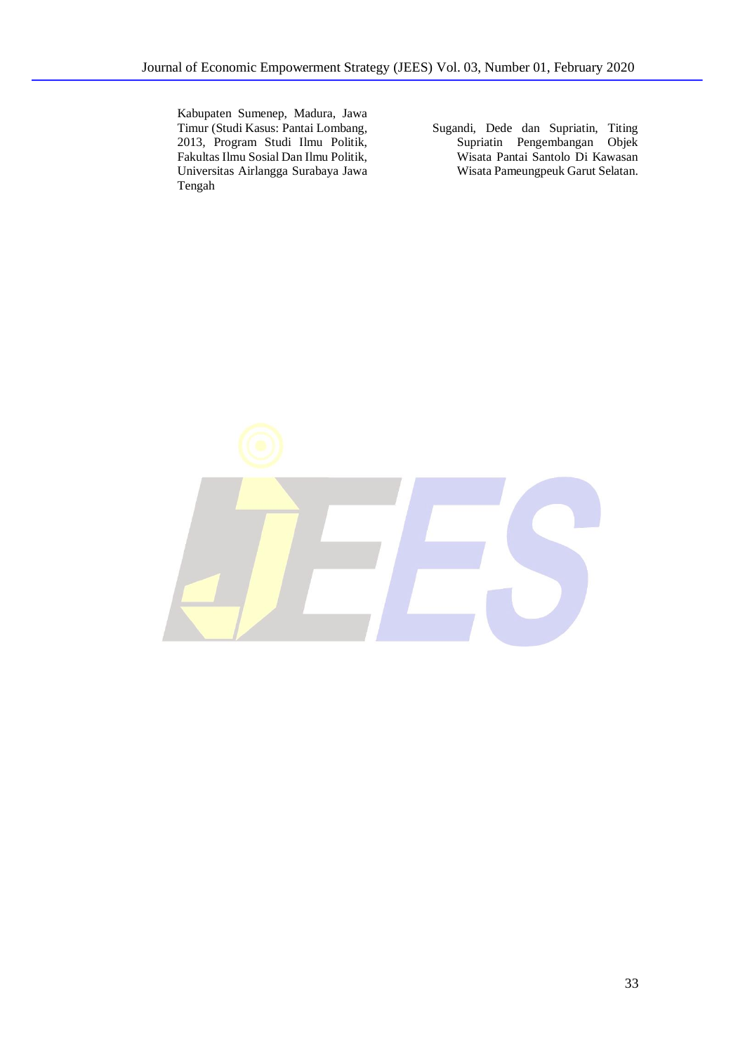Kabupaten Sumenep, Madura, Jawa Timur (Studi Kasus: Pantai Lombang, 2013, Program Studi Ilmu Politik, Fakultas Ilmu Sosial Dan Ilmu Politik, Universitas Airlangga Surabaya Jawa Tengah

Sugandi, Dede dan Supriatin, Titing Supriatin Pengembangan Objek Wisata Pantai Santolo Di Kawasan Wisata Pameungpeuk Garut Selatan.